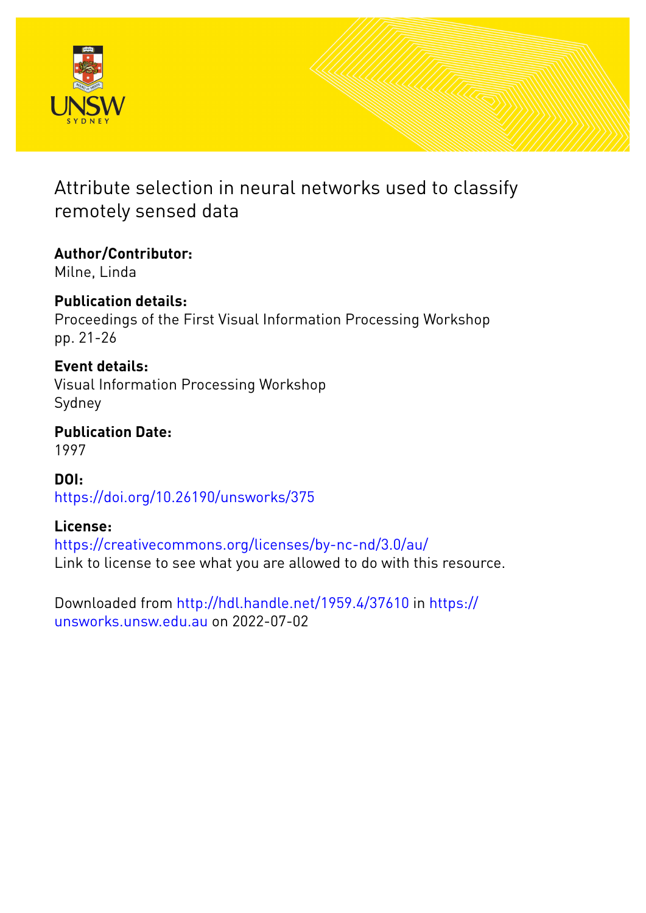# Attribute selection in neural networks used to classify remotely sensed data

**Author/Contributor:**
Milne, Linda

**Publication details:**
Proceedings of the First Visual Information Processing Workshop
pp. 21-26

**Event details:**
Visual Information Processing Workshop
Sydney

**Publication Date:**
1997

**DOI:**
https://doi.org/10.26190/unsworks/375

**License:**
https://creativecommons.org/licenses/by-nc-nd/3.0/au/
Link to license to see what you are allowed to do with this resource.

Downloaded from http://hdl.handle.net/1959.4/37610 in https://unsworks.unsw.edu.au on 2022-07-02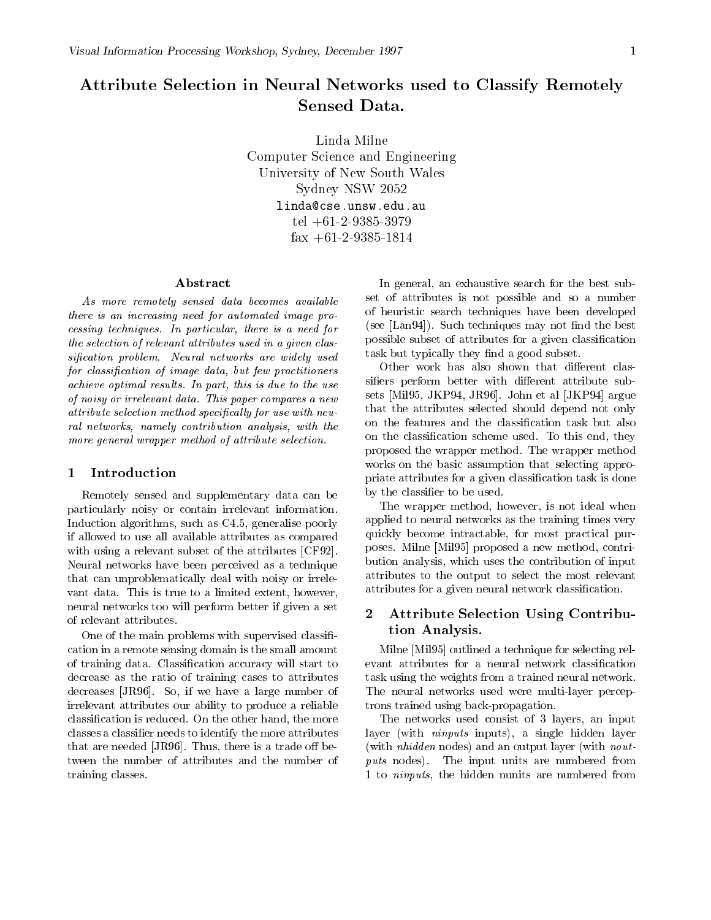# Attribute Selection in Neural Networks used to Classify Remotely Sensed Data.

Linda Milne
Computer Science and Engineering
University of New South Wales
Sydney NSW 2052
linda@cse.unsw.edu.au
tel +61-2-9385-3979
fax +61-2-9385-1814

### Abstract

*As more remotely sensed data becomes available there is an increasing need for automated image processing techniques. In particular, there is a need for the selection of relevant attributes used in a given classification problem. Neural networks are widely used for classification of image data, but few practitioners achieve optimal results. In part, this is due to the use of noisy or irrelevant data. This paper compares a new attribute selection method specifically for use with neural networks, namely contribution analysis, with the more general wrapper method of attribute selection.*

## 1 Introduction

Remotely sensed and supplementary data can be particularly noisy or contain irrelevant information. Induction algorithms, such as C4.5, generalise poorly if allowed to use all available attributes as compared with using a relevant subset of the attributes [CF92]. Neural networks have been perceived as a technique that can unproblematically deal with noisy or irrelevant data. This is true to a limited extent, however, neural networks too will perform better if given a set of relevant attributes.

One of the main problems with supervised classification in a remote sensing domain is the small amount of training data. Classification accuracy will start to decrease as the ratio of training cases to attributes decreases [JR96]. So, if we have a large number of irrelevant attributes our ability to produce a reliable classification is reduced. On the other hand, the more classes a classifier needs to identify the more attributes that are needed [JR96]. Thus, there is a trade off between the number of attributes and the number of training classes.

In general, an exhaustive search for the best subset of attributes is not possible and so a number of heuristic search techniques have been developed (see [Lan94]). Such techniques may not find the best possible subset of attributes for a given classification task but typically they find a good subset.

Other work has also shown that different classifiers perform better with different attribute subsets [Mil95, JKP94, JR96]. John et al [JKP94] argue that the attributes selected should depend not only on the features and the classification task but also on the classification scheme used. To this end, they proposed the wrapper method. The wrapper method works on the basic assumption that selecting appropriate attributes for a given classification task is done by the classifier to be used.

The wrapper method, however, is not ideal when applied to neural networks as the training times very quickly become intractable, for most practical purposes. Milne [Mil95] proposed a new method, contribution analysis, which uses the contribution of input attributes to the output to select the most relevant attributes for a given neural network classification.

## 2 Attribute Selection Using Contribution Analysis.

Milne [Mil95] outlined a technique for selecting relevant attributes for a neural network classification task using the weights from a trained neural network. The neural networks used were multi-layer perceptrons trained using back-propagation.

The networks used consist of 3 layers, an input layer (with *ninputs* inputs), a single hidden layer (with *nhidden* nodes) and an output layer (with *noutputs* nodes). The input units are numbered from 1 to *ninputs*, the hidden nunits are numbered from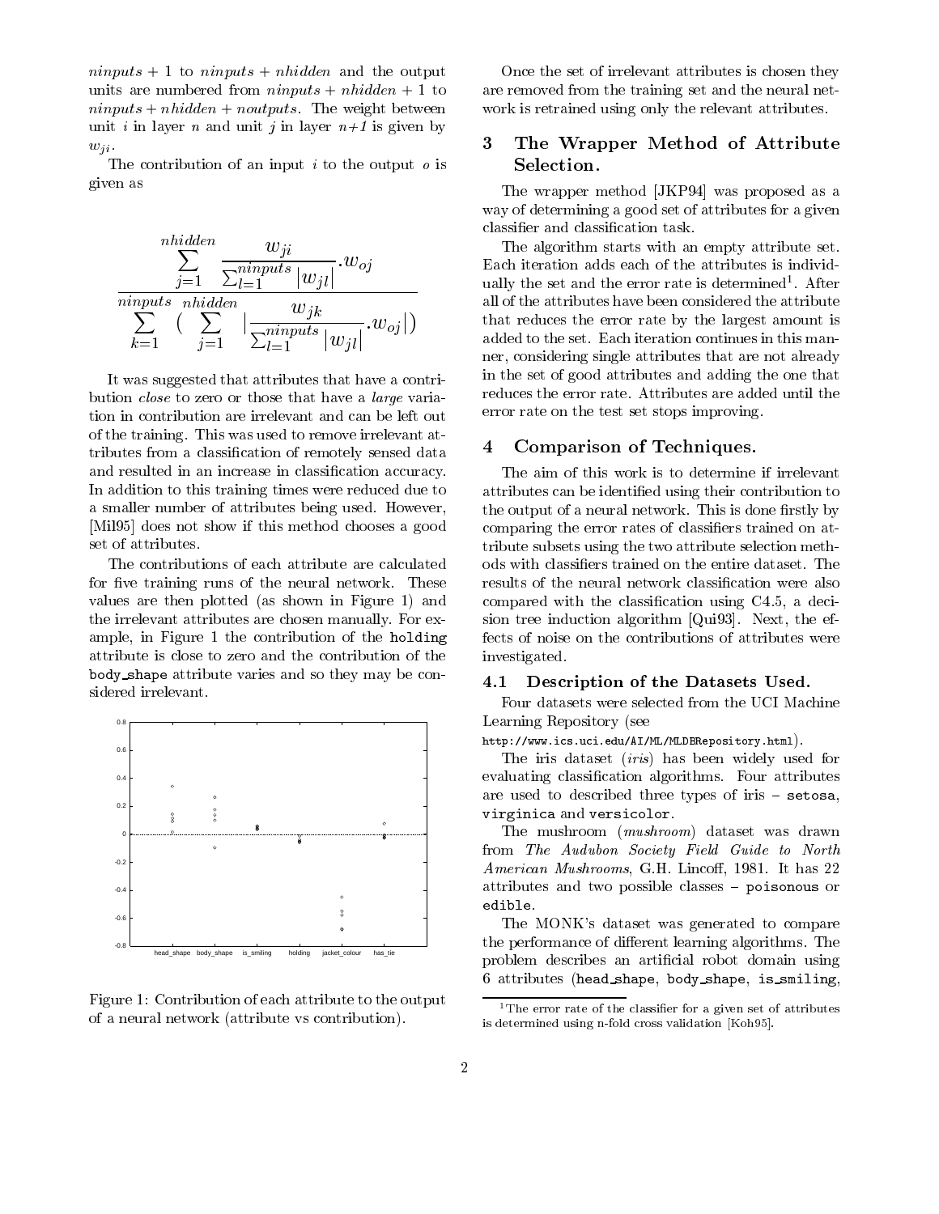$ninputs + 1$ to $ninputs + nhidden$ and the output units are numbered from $ninputs + nhidden + 1$ to $ninputs + nhidden + noutputs$. The weight between unit $i$ in layer $n$ and unit $j$ in layer $n+1$ is given by $w_{ji}$.

The contribution of an input $i$ to the output $o$ is given as

$$\frac{\sum_{j=1}^{nhidden} \frac{w_{ji}}{\sum_{l=1}^{ninputs} |w_{jl}|} . w_{oj}}{\sum_{k=1}^{ninputs} \left( \sum_{j=1}^{nhidden} \left| \frac{w_{jk}}{\sum_{l=1}^{ninputs} |w_{jl}|} . w_{oj} \right| \right)}$$

It was suggested that attributes that have a contribution *close* to zero or those that have a *large* variation in contribution are irrelevant and can be left out of the training. This was used to remove irrelevant attributes from a classification of remotely sensed data and resulted in an increase in classification accuracy. In addition to this training times were reduced due to a smaller number of attributes being used. However, [Mil95] does not show if this method chooses a good set of attributes.

The contributions of each attribute are calculated for five training runs of the neural network. These values are then plotted (as shown in Figure 1) and the irrelevant attributes are chosen manually. For example, in Figure 1 the contribution of the `holding` attribute is close to zero and the contribution of the `body_shape` attribute varies and so they may be considered irrelevant.

Figure 1: Contribution of each attribute to the output of a neural network (attribute vs contribution).

Once the set of irrelevant attributes is chosen they are removed from the training set and the neural network is retrained using only the relevant attributes.

## 3 The Wrapper Method of Attribute Selection.

The wrapper method [JKP94] was proposed as a way of determining a good set of attributes for a given classifier and classification task.

The algorithm starts with an empty attribute set. Each iteration adds each of the attributes is individually the set and the error rate is determined[1]. After all of the attributes have been considered the attribute that reduces the error rate by the largest amount is added to the set. Each iteration continues in this manner, considering single attributes that are not already in the set of good attributes and adding the one that reduces the error rate. Attributes are added until the error rate on the test set stops improving.

## 4 Comparison of Techniques.

The aim of this work is to determine if irrelevant attributes can be identified using their contribution to the output of a neural network. This is done firstly by comparing the error rates of classifiers trained on attribute subsets using the two attribute selection methods with classifiers trained on the entire dataset. The results of the neural network classification were also compared with the classification using C4.5, a decision tree induction algorithm [Qui93]. Next, the effects of noise on the contributions of attributes were investigated.

### 4.1 Description of the Datasets Used.

Four datasets were selected from the UCI Machine Learning Repository (see `http://www.ics.uci.edu/AI/ML/MLDBRepository.html`).

The iris dataset (*iris*) has been widely used for evaluating classification algorithms. Four attributes are used to described three types of iris – `setosa`, `virginica` and `versicolor`.

The mushroom (*mushroom*) dataset was drawn from *The Audubon Society Field Guide to North American Mushrooms*, G.H. Lincoff, 1981. It has 22 attributes and two possible classes – `poisonous` or `edible`.

The MONK's dataset was generated to compare the performance of different learning algorithms. The problem describes an artificial robot domain using 6 attributes (`head_shape`, `body_shape`, `is_smiling`,

[1] The error rate of the classifier for a given set of attributes is determined using n-fold cross validation [Koh95].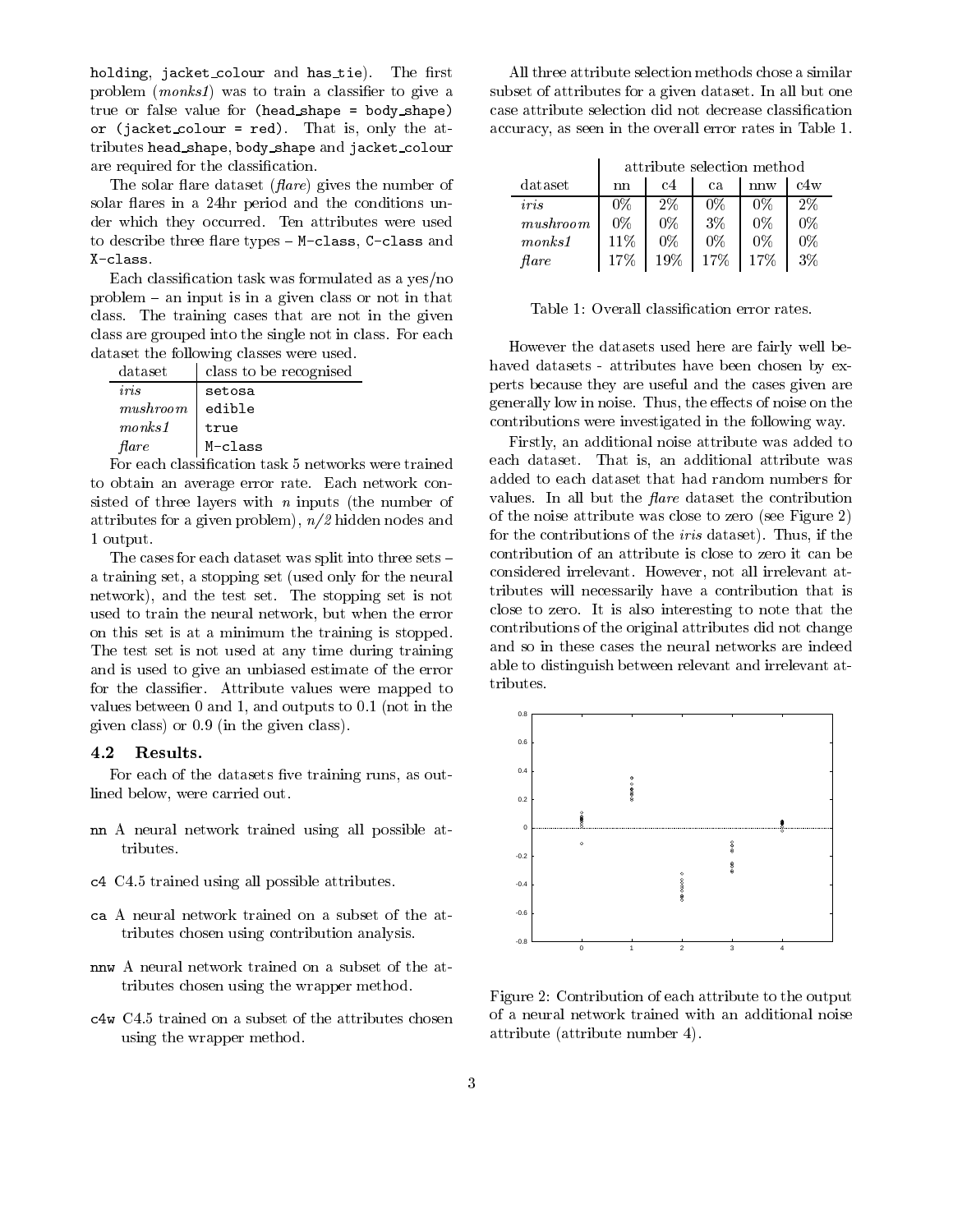holding, jacket_colour and has_tie). The first problem (*monks1*) was to train a classifier to give a true or false value for (head_shape = body_shape) or (jacket_colour = red). That is, only the attributes head_shape, body_shape and jacket_colour are required for the classification.

The solar flare dataset (*flare*) gives the number of solar flares in a 24hr period and the conditions under which they occurred. Ten attributes were used to describe three flare types – M-class, C-class and X-class.

Each classification task was formulated as a yes/no problem – an input is in a given class or not in that class. The training cases that are not in the given class are grouped into the single not in class. For each dataset the following classes were used.

| dataset | class to be recognised |
|---|---|
| *iris* | setosa |
| *mushroom* | edible |
| *monks1* | true |
| *flare* | M-class |

For each classification task 5 networks were trained to obtain an average error rate. Each network consisted of three layers with $n$ inputs (the number of attributes for a given problem), $n/2$ hidden nodes and 1 output.

The cases for each dataset was split into three sets – a training set, a stopping set (used only for the neural network), and the test set. The stopping set is not used to train the neural network, but when the error on this set is at a minimum the training is stopped. The test set is not used at any time during training and is used to give an unbiased estimate of the error for the classifier. Attribute values were mapped to values between 0 and 1, and outputs to 0.1 (not in the given class) or 0.9 (in the given class).

### 4.2 Results.

For each of the datasets five training runs, as outlined below, were carried out.

- nn A neural network trained using all possible attributes.
- c4 C4.5 trained using all possible attributes.
- ca A neural network trained on a subset of the attributes chosen using contribution analysis.
- nnw A neural network trained on a subset of the attributes chosen using the wrapper method.
- c4w C4.5 trained on a subset of the attributes chosen using the wrapper method.

All three attribute selection methods chose a similar subset of attributes for a given dataset. In all but one case attribute selection did not decrease classification accuracy, as seen in the overall error rates in Table 1.

| | attribute selection method | | | | |
|---|---|---|---|---|---|
| dataset | nn | c4 | ca | nnw | c4w |
| *iris* | 0% | 2% | 0% | 0% | 2% |
| *mushroom* | 0% | 0% | 3% | 0% | 0% |
| *monks1* | 11% | 0% | 0% | 0% | 0% |
| *flare* | 17% | 19% | 17% | 17% | 3% |

Table 1: Overall classification error rates.

However the datasets used here are fairly well behaved datasets - attributes have been chosen by experts because they are useful and the cases given are generally low in noise. Thus, the effects of noise on the contributions were investigated in the following way.

Firstly, an additional noise attribute was added to each dataset. That is, an additional attribute was added to each dataset that had random numbers for values. In all but the *flare* dataset the contribution of the noise attribute was close to zero (see Figure 2) for the contributions of the *iris* dataset). Thus, if the contribution of an attribute is close to zero it can be considered irrelevant. However, not all irrelevant attributes will necessarily have a contribution that is close to zero. It is also interesting to note that the contributions of the original attributes did not change and so in these cases the neural networks are indeed able to distinguish between relevant and irrelevant attributes.

Figure 2: Contribution of each attribute to the output of a neural network trained with an additional noise attribute (attribute number 4).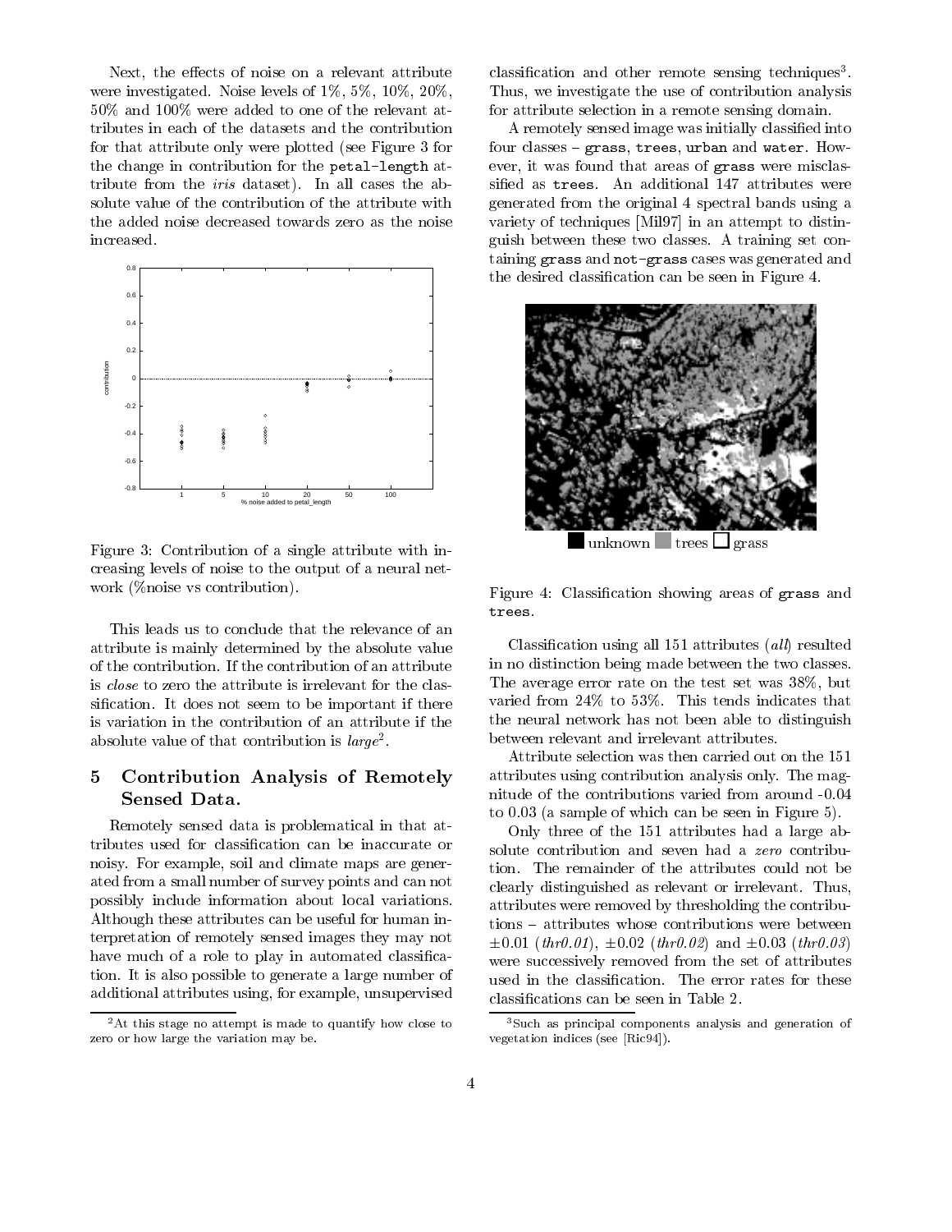Next, the effects of noise on a relevant attribute were investigated. Noise levels of 1%, 5%, 10%, 20%, 50% and 100% were added to one of the relevant attributes in each of the datasets and the contribution for that attribute only were plotted (see Figure 3 for the change in contribution for the `petal-length` attribute from the *iris* dataset). In all cases the absolute value of the contribution of the attribute with the added noise decreased towards zero as the noise increased.

Figure 3: Contribution of a single attribute with increasing levels of noise to the output of a neural network (%noise vs contribution).

This leads us to conclude that the relevance of an attribute is mainly determined by the absolute value of the contribution. If the contribution of an attribute is *close* to zero the attribute is irrelevant for the classification. It does not seem to be important if there is variation in the contribution of an attribute if the absolute value of that contribution is *large*[2].

## 5 Contribution Analysis of Remotely Sensed Data.

Remotely sensed data is problematical in that attributes used for classification can be inaccurate or noisy. For example, soil and climate maps are generated from a small number of survey points and can not possibly include information about local variations. Although these attributes can be useful for human interpretation of remotely sensed images they may not have much of a role to play in automated classification. It is also possible to generate a large number of additional attributes using, for example, unsupervised classification and other remote sensing techniques[3]. Thus, we investigate the use of contribution analysis for attribute selection in a remote sensing domain.

A remotely sensed image was initially classified into four classes – `grass`, `trees`, `urban` and `water`. However, it was found that areas of `grass` were misclassified as `trees`. An additional 147 attributes were generated from the original 4 spectral bands using a variety of techniques [Mil97] in an attempt to distinguish between these two classes. A training set containing `grass` and `not-grass` cases was generated and the desired classification can be seen in Figure 4.

Figure 4: Classification showing areas of `grass` and `trees`.

Classification using all 151 attributes (*all*) resulted in no distinction being made between the two classes. The average error rate on the test set was 38%, but varied from 24% to 53%. This tends indicates that the neural network has not been able to distinguish between relevant and irrelevant attributes.

Attribute selection was then carried out on the 151 attributes using contribution analysis only. The magnitude of the contributions varied from around -0.04 to 0.03 (a sample of which can be seen in Figure 5).

Only three of the 151 attributes had a large absolute contribution and seven had a *zero* contribution. The remainder of the attributes could not be clearly distinguished as relevant or irrelevant. Thus, attributes were removed by thresholding the contributions – attributes whose contributions were between $\pm 0.01$ (*thr0.01*), $\pm 0.02$ (*thr0.02*) and $\pm 0.03$ (*thr0.03*) were successively removed from the set of attributes used in the classification. The error rates for these classifications can be seen in Table 2.

[2] At this stage no attempt is made to quantify how close to zero or how large the variation may be.

[3] Such as principal components analysis and generation of vegetation indices (see [Ric94]).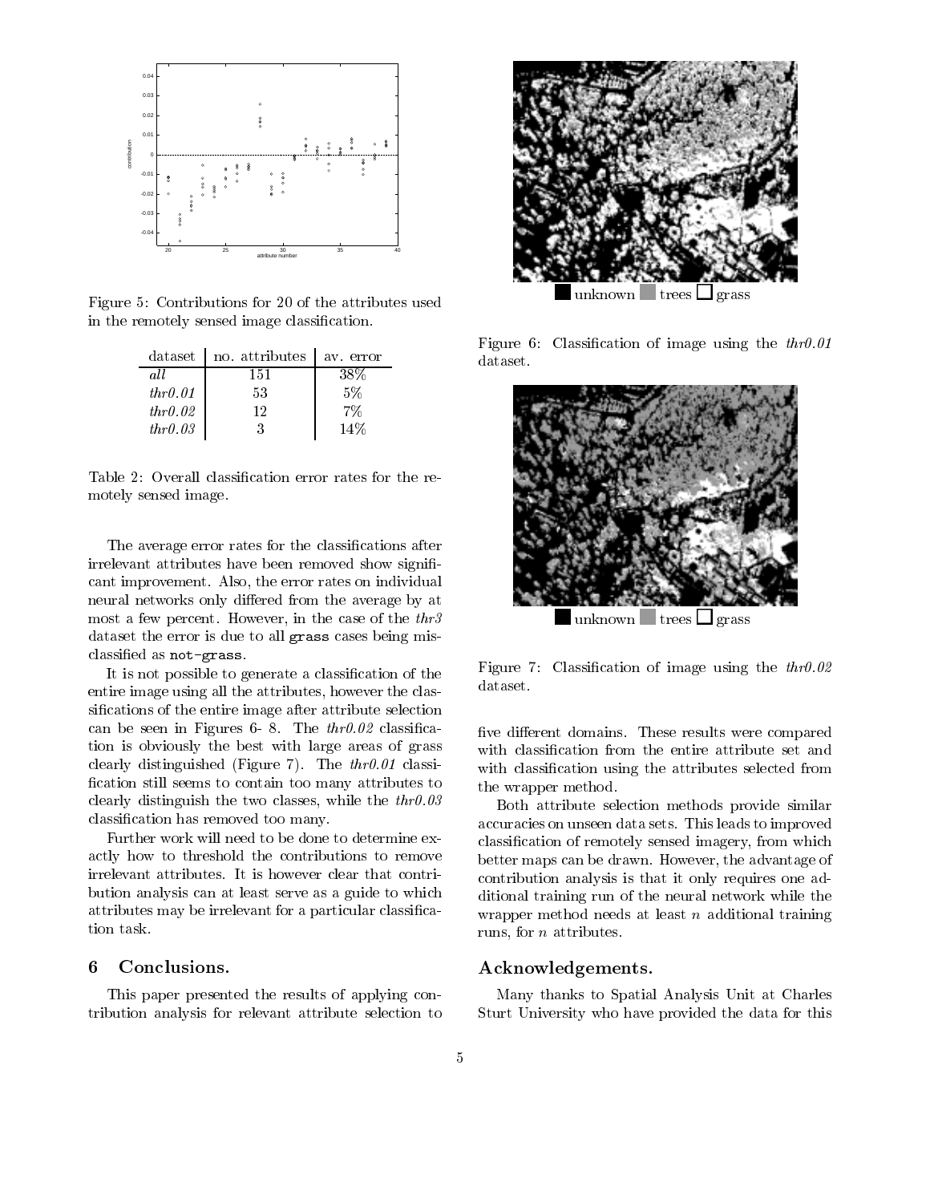Figure 5: Contributions for 20 of the attributes used in the remotely sensed image classification.

| dataset | no. attributes | av. error |
|---|---|---|
| *all* | 151 | 38% |
| *thr0.01* | 53 | 5% |
| *thr0.02* | 12 | 7% |
| *thr0.03* | 3 | 14% |

Table 2: Overall classification error rates for the remotely sensed image.

The average error rates for the classifications after irrelevant attributes have been removed show significant improvement. Also, the error rates on individual neural networks only differed from the average by at most a few percent. However, in the case of the *thr3* dataset the error is due to all `grass` cases being misclassified as `not-grass`.

It is not possible to generate a classification of the entire image using all the attributes, however the classifications of the entire image after attribute selection can be seen in Figures 6- 8. The *thr0.02* classification is obviously the best with large areas of grass clearly distinguished (Figure 7). The *thr0.01* classification still seems to contain too many attributes to clearly distinguish the two classes, while the *thr0.03* classification has removed too many.

Further work will need to be done to determine exactly how to threshold the contributions to remove irrelevant attributes. It is however clear that contribution analysis can at least serve as a guide to which attributes may be irrelevant for a particular classification task.

## 6 Conclusions.

This paper presented the results of applying contribution analysis for relevant attribute selection to five different domains. These results were compared with classification from the entire attribute set and with classification using the attributes selected from the wrapper method.

Both attribute selection methods provide similar accuracies on unseen data sets. This leads to improved classification of remotely sensed imagery, from which better maps can be drawn. However, the advantage of contribution analysis is that it only requires one additional training run of the neural network while the wrapper method needs at least $n$ additional training runs, for $n$ attributes.

unknown trees grass

Figure 6: Classification of image using the *thr0.01* dataset.

unknown trees grass

Figure 7: Classification of image using the *thr0.02* dataset.

## Acknowledgements.

Many thanks to Spatial Analysis Unit at Charles Sturt University who have provided the data for this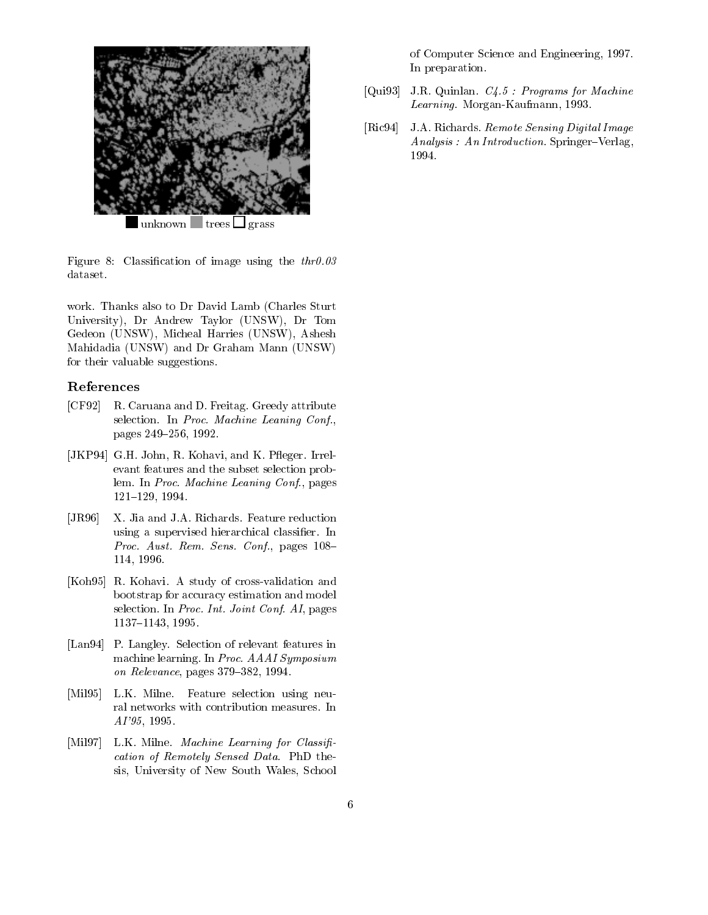unknown trees grass

Figure 8: Classification of image using the *thr0.03* dataset.

work. Thanks also to Dr David Lamb (Charles Sturt University), Dr Andrew Taylor (UNSW), Dr Tom Gedeon (UNSW), Micheal Harries (UNSW), Ashesh Mahidadia (UNSW) and Dr Graham Mann (UNSW) for their valuable suggestions.

## References

[CF92] R. Caruana and D. Freitag. Greedy attribute selection. In *Proc. Machine Leaning Conf.*, pages 249–256, 1992.

[JKP94] G.H. John, R. Kohavi, and K. Pfleger. Irrelevant features and the subset selection problem. In *Proc. Machine Leaning Conf.*, pages 121–129, 1994.

[JR96] X. Jia and J.A. Richards. Feature reduction using a supervised hierarchical classifier. In *Proc. Aust. Rem. Sens. Conf.*, pages 108–114, 1996.

[Koh95] R. Kohavi. A study of cross-validation and bootstrap for accuracy estimation and model selection. In *Proc. Int. Joint Conf. AI*, pages 1137–1143, 1995.

[Lan94] P. Langley. Selection of relevant features in machine learning. In *Proc. AAAI Symposium on Relevance*, pages 379–382, 1994.

[Mil95] L.K. Milne. Feature selection using neural networks with contribution measures. In *AI'95*, 1995.

[Mil97] L.K. Milne. *Machine Learning for Classification of Remotely Sensed Data*. PhD thesis, University of New South Wales, School of Computer Science and Engineering, 1997. In preparation.

[Qui93] J.R. Quinlan. *C4.5 : Programs for Machine Learning*. Morgan-Kaufmann, 1993.

[Ric94] J.A. Richards. *Remote Sensing Digital Image Analysis : An Introduction*. Springer–Verlag, 1994.